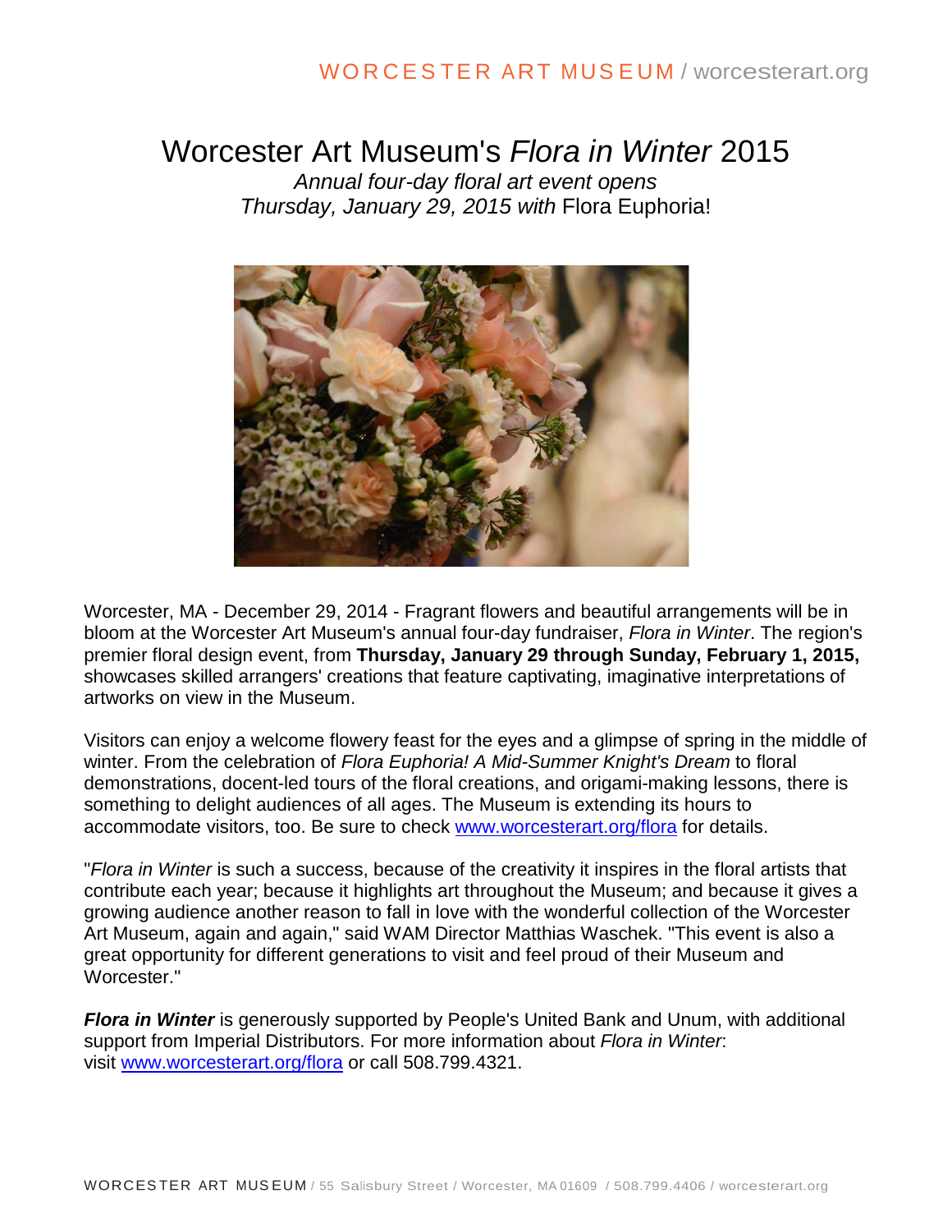# Worcester Art Museum's *Flora in Winter* 2015

*Annual four-day floral art event opens Thursday, January 29, 2015 with* Flora Euphoria!

Worcester, MA - December 29, 2014 - Fragrant flowers and beautiful arrangements will be in bloom at the Worcester Art Museum's annual four-day fundraiser, *Flora in Winter*. The region's premier floral design event, from **Thursday, January 29 through Sunday, February 1, 2015,** showcases skilled arrangers' creations that feature captivating, imaginative interpretations of artworks on view in the Museum.

Visitors can enjoy a welcome flowery feast for the eyes and a glimpse of spring in the middle of winter. From the celebration of *Flora Euphoria! A Mid-Summer Knight's Dream* to floral demonstrations, docent-led tours of the floral creations, and origami-making lessons, there is something to delight audiences of all ages. The Museum is extending its hours to accommodate visitors, too. Be sure to check www.worcesterart.org/flora for details.

"*Flora in Winter* is such a success, because of the creativity it inspires in the floral artists that contribute each year; because it highlights art throughout the Museum; and because it gives a growing audience another reason to fall in love with the wonderful collection of the Worcester Art Museum, again and again," said WAM Director Matthias Waschek. "This event is also a great opportunity for different generations to visit and feel proud of their Museum and Worcester."

***Flora in Winter*** is generously supported by People's United Bank and Unum, with additional support from Imperial Distributors. For more information about *Flora in Winter*: visit www.worcesterart.org/flora or call 508.799.4321.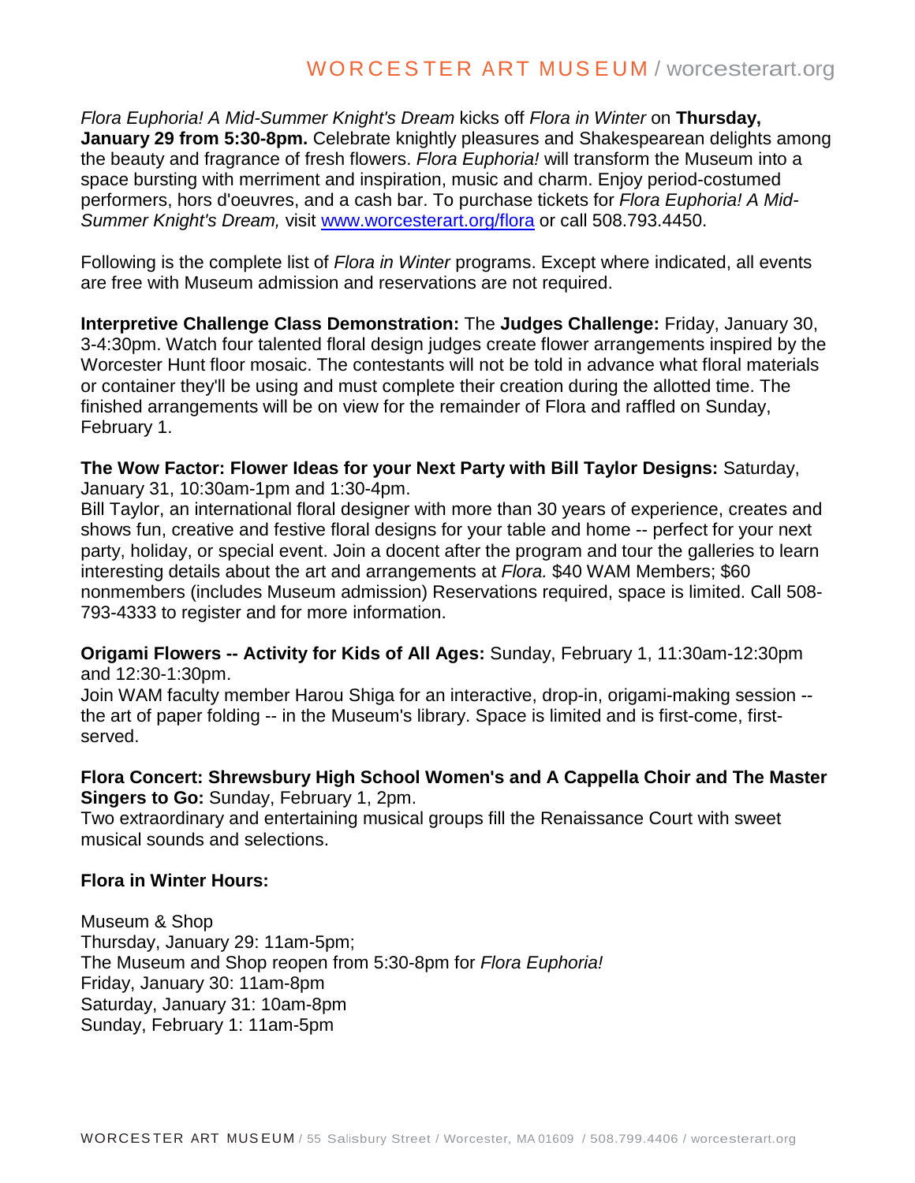*Flora Euphoria! A Mid-Summer Knight's Dream* kicks off *Flora in Winter* on **Thursday, January 29 from 5:30-8pm.** Celebrate knightly pleasures and Shakespearean delights among the beauty and fragrance of fresh flowers. *Flora Euphoria!* will transform the Museum into a space bursting with merriment and inspiration, music and charm. Enjoy period-costumed performers, hors d'oeuvres, and a cash bar. To purchase tickets for *Flora Euphoria! A Mid-Summer Knight's Dream,* visit [www.worcesterart.org/flora](http://www.worcesterart.org/flora) or call 508.793.4450.

Following is the complete list of *Flora in Winter* programs. Except where indicated, all events are free with Museum admission and reservations are not required.

**Interpretive Challenge Class Demonstration:** The **Judges Challenge:** Friday, January 30, 3-4:30pm. Watch four talented floral design judges create flower arrangements inspired by the Worcester Hunt floor mosaic. The contestants will not be told in advance what floral materials or container they'll be using and must complete their creation during the allotted time. The finished arrangements will be on view for the remainder of Flora and raffled on Sunday, February 1.

**The Wow Factor: Flower Ideas for your Next Party with Bill Taylor Designs:** Saturday, January 31, 10:30am-1pm and 1:30-4pm.
Bill Taylor, an international floral designer with more than 30 years of experience, creates and shows fun, creative and festive floral designs for your table and home -- perfect for your next party, holiday, or special event. Join a docent after the program and tour the galleries to learn interesting details about the art and arrangements at *Flora.* $40 WAM Members; $60 nonmembers (includes Museum admission) Reservations required, space is limited. Call 508-793-4333 to register and for more information.

**Origami Flowers -- Activity for Kids of All Ages:** Sunday, February 1, 11:30am-12:30pm and 12:30-1:30pm.
Join WAM faculty member Harou Shiga for an interactive, drop-in, origami-making session -- the art of paper folding -- in the Museum's library. Space is limited and is first-come, first-served.

**Flora Concert: Shrewsbury High School Women's and A Cappella Choir and The Master Singers to Go:** Sunday, February 1, 2pm.
Two extraordinary and entertaining musical groups fill the Renaissance Court with sweet musical sounds and selections.

**Flora in Winter Hours:**

Museum & Shop
Thursday, January 29: 11am-5pm;
The Museum and Shop reopen from 5:30-8pm for *Flora Euphoria!*
Friday, January 30: 11am-8pm
Saturday, January 31: 10am-8pm
Sunday, February 1: 11am-5pm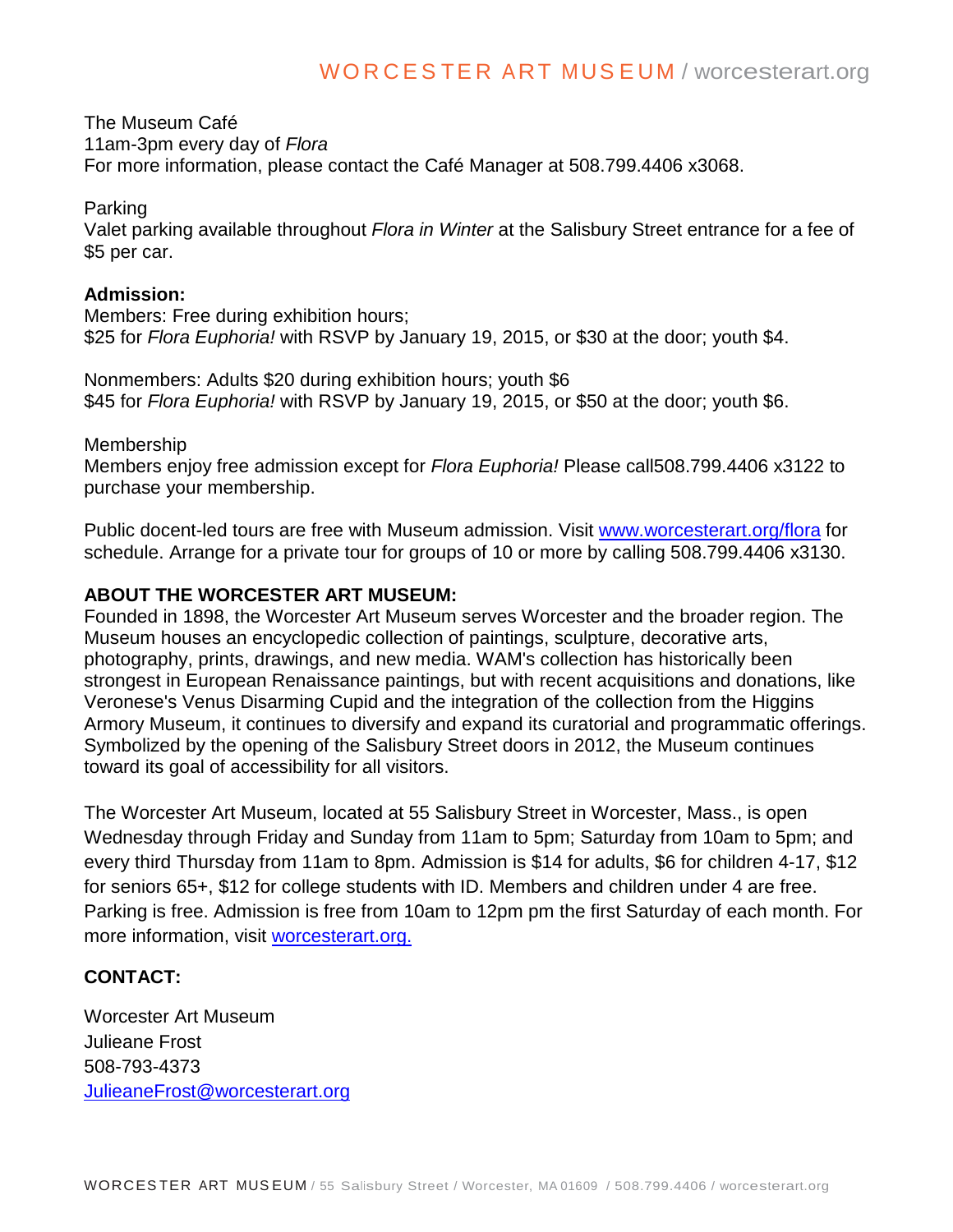The Museum Café
11am-3pm every day of *Flora*
For more information, please contact the Café Manager at 508.799.4406 x3068.

Parking
Valet parking available throughout *Flora in Winter* at the Salisbury Street entrance for a fee of $5 per car.

**Admission:**
Members: Free during exhibition hours;
$25 for *Flora Euphoria!* with RSVP by January 19, 2015, or $30 at the door; youth $4.

Nonmembers: Adults $20 during exhibition hours; youth $6
$45 for *Flora Euphoria!* with RSVP by January 19, 2015, or $50 at the door; youth $6.

Membership
Members enjoy free admission except for *Flora Euphoria!* Please call508.799.4406 x3122 to purchase your membership.

Public docent-led tours are free with Museum admission. Visit www.worcesterart.org/flora for schedule. Arrange for a private tour for groups of 10 or more by calling 508.799.4406 x3130.

**ABOUT THE WORCESTER ART MUSEUM:**
Founded in 1898, the Worcester Art Museum serves Worcester and the broader region. The Museum houses an encyclopedic collection of paintings, sculpture, decorative arts, photography, prints, drawings, and new media. WAM's collection has historically been strongest in European Renaissance paintings, but with recent acquisitions and donations, like Veronese's Venus Disarming Cupid and the integration of the collection from the Higgins Armory Museum, it continues to diversify and expand its curatorial and programmatic offerings. Symbolized by the opening of the Salisbury Street doors in 2012, the Museum continues toward its goal of accessibility for all visitors.

The Worcester Art Museum, located at 55 Salisbury Street in Worcester, Mass., is open Wednesday through Friday and Sunday from 11am to 5pm; Saturday from 10am to 5pm; and every third Thursday from 11am to 8pm. Admission is $14 for adults, $6 for children 4-17, $12 for seniors 65+, $12 for college students with ID. Members and children under 4 are free. Parking is free. Admission is free from 10am to 12pm pm the first Saturday of each month. For more information, visit worcesterart.org.

**CONTACT:**

Worcester Art Museum
Julieane Frost
508-793-4373
JulieaneFrost@worcesterart.org